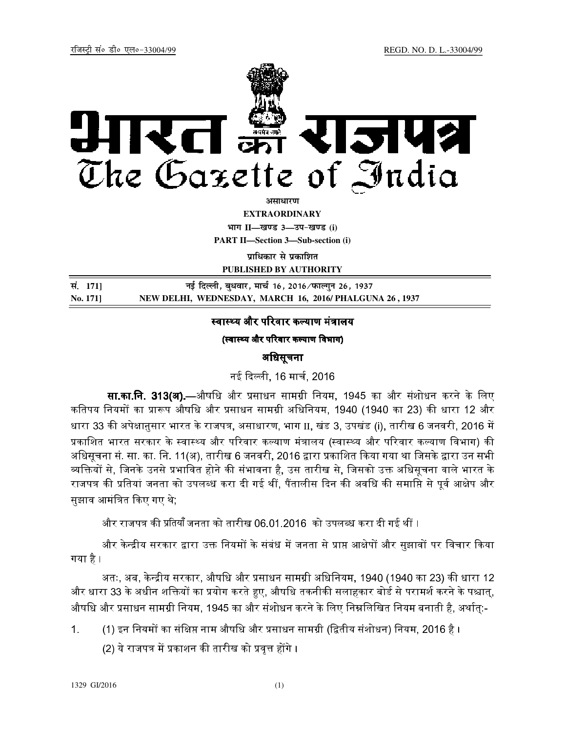रजिस्ट्री सं० डी० एल०-33004/99 REGD. NO. D. L.-33004/99

# भारत का राजपत्र
# The Gazette of India

**असाधारण**

**EXTRAORDINARY**

**भाग II—खण्ड 3—उप-खण्ड (i)**

**PART II—Section 3—Sub-section (i)**

**प्राधिकार से प्रकाशित**

**PUBLISHED BY AUTHORITY**

| सं. 171] | नई दिल्ली, बुधवार, मार्च 16, 2016/फाल्गुन 26, 1937 |
|---|---|
| **No. 171]** | **NEW DELHI, WEDNESDAY, MARCH 16, 2016/ PHALGUNA 26, 1937** |

## स्वास्थ्य और परिवार कल्याण मंत्रालय

### (स्वास्थ्य और परिवार कल्याण विभाग)

### अधिसूचना

नई दिल्ली, 16 मार्च, 2016

**सा.का.नि. 313(अ).**—औषधि और प्रसाधन सामग्री नियम, 1945 का और संशोधन करने के लिए कतिपय नियमों का प्रारूप औषधि और प्रसाधन सामग्री अधिनियम, 1940 (1940 का 23) की धारा 12 और धारा 33 की अपेक्षानुसार भारत के राजपत्र, असाधारण, भाग II, खंड 3, उपखंड (i), तारीख 6 जनवरी, 2016 में प्रकाशित भारत सरकार के स्वास्थ्य और परिवार कल्याण मंत्रालय (स्वास्थ्य और परिवार कल्याण विभाग) की अधिसूचना सं. सा. का. नि. 11(अ), तारीख 6 जनवरी, 2016 द्वारा प्रकाशित किया गया था जिसके द्वारा उन सभी व्यक्तियों से, जिनके उनसे प्रभावित होने की संभावना है, उस तारीख से, जिसको उक्त अधिसूचना वाले भारत के राजपत्र की प्रतियां जनता को उपलब्ध करा दी गई थीं, पैंतालीस दिन की अवधि की समाप्ति से पूर्व आक्षेप और सुझाव आमंत्रित किए गए थे;

और राजपत्र की प्रतियाँ जनता को तारीख 06.01.2016 को उपलब्ध करा दी गई थीं।

और केन्द्रीय सरकार द्वारा उक्त नियमों के संबंध में जनता से प्राप्त आक्षेपों और सुझावों पर विचार किया गया है।

अतः, अब, केन्द्रीय सरकार, औषधि और प्रसाधन सामग्री अधिनियम, 1940 (1940 का 23) की धारा 12 और धारा 33 के अधीन शक्तियों का प्रयोग करते हुए, औषधि तकनीकी सलाहकार बोर्ड से परामर्श करने के पश्चात्, औषधि और प्रसाधन सामग्री नियम, 1945 का और संशोधन करने के लिए निम्नलिखित नियम बनाती है, अर्थात्:-

1. (1) इन नियमों का संक्षिप्त नाम औषधि और प्रसाधन सामग्री (द्वितीय संशोधन) नियम, 2016 है।

   (2) ये राजपत्र में प्रकाशन की तारीख को प्रवृत्त होंगे।

1329 GI/2016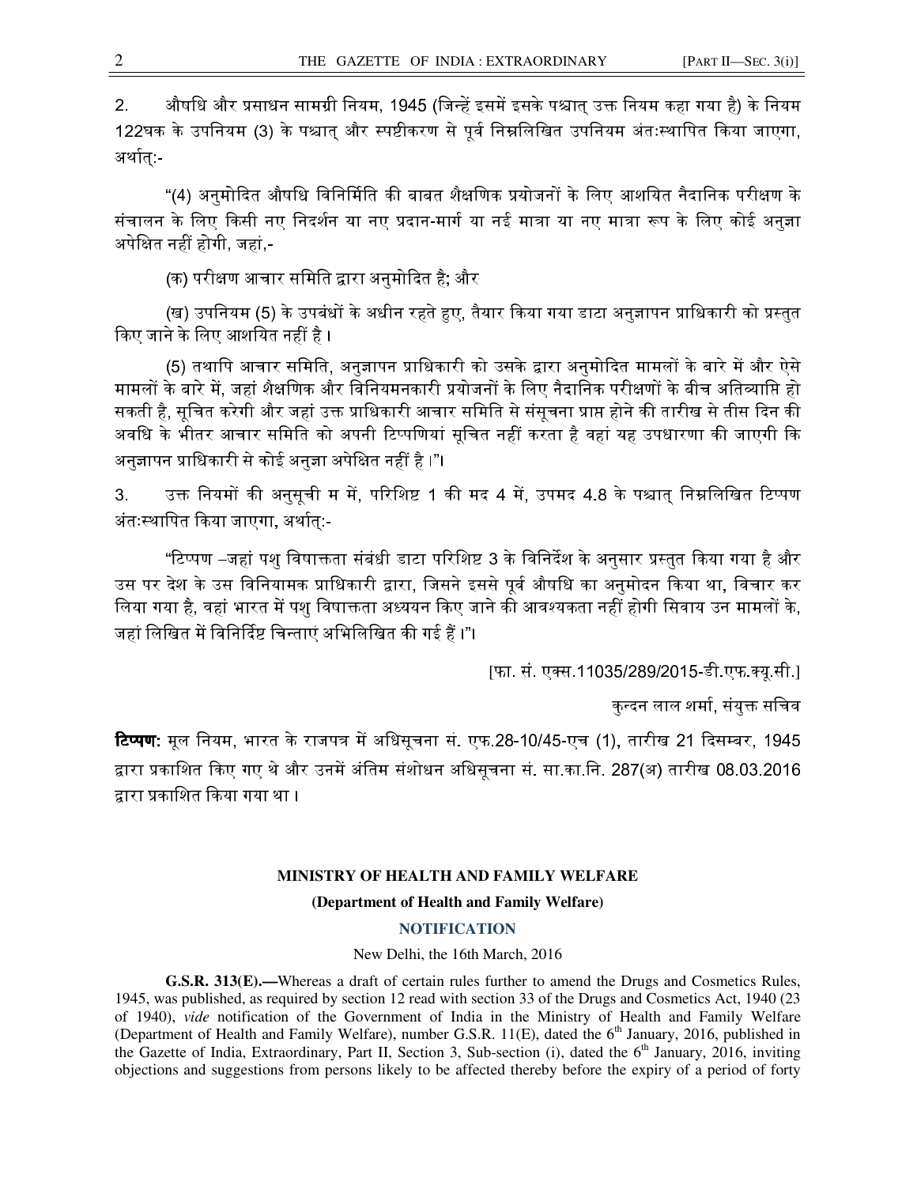2. औषधि और प्रसाधन सामग्री नियम, 1945 (जिन्हें इसमें इसके पश्चात् उक्त नियम कहा गया है) के नियम 122घक के उपनियम (3) के पश्चात् और स्पष्टीकरण से पूर्व निम्नलिखित उपनियम अंतःस्थापित किया जाएगा, अर्थात्:-

"(4) अनुमोदित औषधि विनिर्मिति की बाबत शैक्षणिक प्रयोजनों के लिए आशयित नैदानिक परीक्षण के संचालन के लिए किसी नए निदर्शन या नए प्रदान-मार्ग या नई मात्रा या नए मात्रा रूप के लिए कोई अनुज्ञा अपेक्षित नहीं होगी, जहां,-

(क) परीक्षण आचार समिति द्वारा अनुमोदित है; और

(ख) उपनियम (5) के उपबंधों के अधीन रहते हुए, तैयार किया गया डाटा अनुज्ञापन प्राधिकारी को प्रस्तुत किए जाने के लिए आशयित नहीं है ।

(5) तथापि आचार समिति, अनुज्ञापन प्राधिकारी को उसके द्वारा अनुमोदित मामलों के बारे में और ऐसे मामलों के बारे में, जहां शैक्षणिक और विनियमनकारी प्रयोजनों के लिए नैदानिक परीक्षणों के बीच अतिव्याप्ति हो सकती है, सूचित करेगी और जहां उक्त प्राधिकारी आचार समिति से संसूचना प्राप्त होने की तारीख से तीस दिन की अवधि के भीतर आचार समिति को अपनी टिप्पणियां सूचित नहीं करता है वहां यह उपधारणा की जाएगी कि अनुज्ञापन प्राधिकारी से कोई अनुज्ञा अपेक्षित नहीं है ।"।

3. उक्त नियमों की अनुसूची म में, परिशिष्ट 1 की मद 4 में, उपमद 4.8 के पश्चात् निम्नलिखित टिप्पण अंतःस्थापित किया जाएगा, अर्थात्:-

"टिप्पण –जहां पशु विषाक्तता संबंधी डाटा परिशिष्ट 3 के विनिर्देश के अनुसार प्रस्तुत किया गया है और उस पर देश के उस विनियामक प्राधिकारी द्वारा, जिसने इससे पूर्व औषधि का अनुमोदन किया था, विचार कर लिया गया है, वहां भारत में पशु विषाक्तता अध्ययन किए जाने की आवश्यकता नहीं होगी सिवाय उन मामलों के, जहां लिखित में विनिर्दिष्ट चिन्ताएं अभिलिखित की गई हैं ।"।

[फा. सं. एक्स.11035/289/2015-डी.एफ.क्यू.सी.]

कुन्दन लाल शर्मा, संयुक्त सचिव

**टिप्पण:** मूल नियम, भारत के राजपत्र में अधिसूचना सं. एफ.28-10/45-एच (1), तारीख 21 दिसम्बर, 1945 द्वारा प्रकाशित किए गए थे और उनमें अंतिम संशोधन अधिसूचना सं. सा.का.नि. 287(अ) तारीख 08.03.2016 द्वारा प्रकाशित किया गया था ।

**MINISTRY OF HEALTH AND FAMILY WELFARE**

**(Department of Health and Family Welfare)**

**NOTIFICATION**

New Delhi, the 16th March, 2016

**G.S.R. 313(E).—**Whereas a draft of certain rules further to amend the Drugs and Cosmetics Rules, 1945, was published, as required by section 12 read with section 33 of the Drugs and Cosmetics Act, 1940 (23 of 1940), *vide* notification of the Government of India in the Ministry of Health and Family Welfare (Department of Health and Family Welfare), number G.S.R. 11(E), dated the 6th January, 2016, published in the Gazette of India, Extraordinary, Part II, Section 3, Sub-section (i), dated the 6th January, 2016, inviting objections and suggestions from persons likely to be affected thereby before the expiry of a period of forty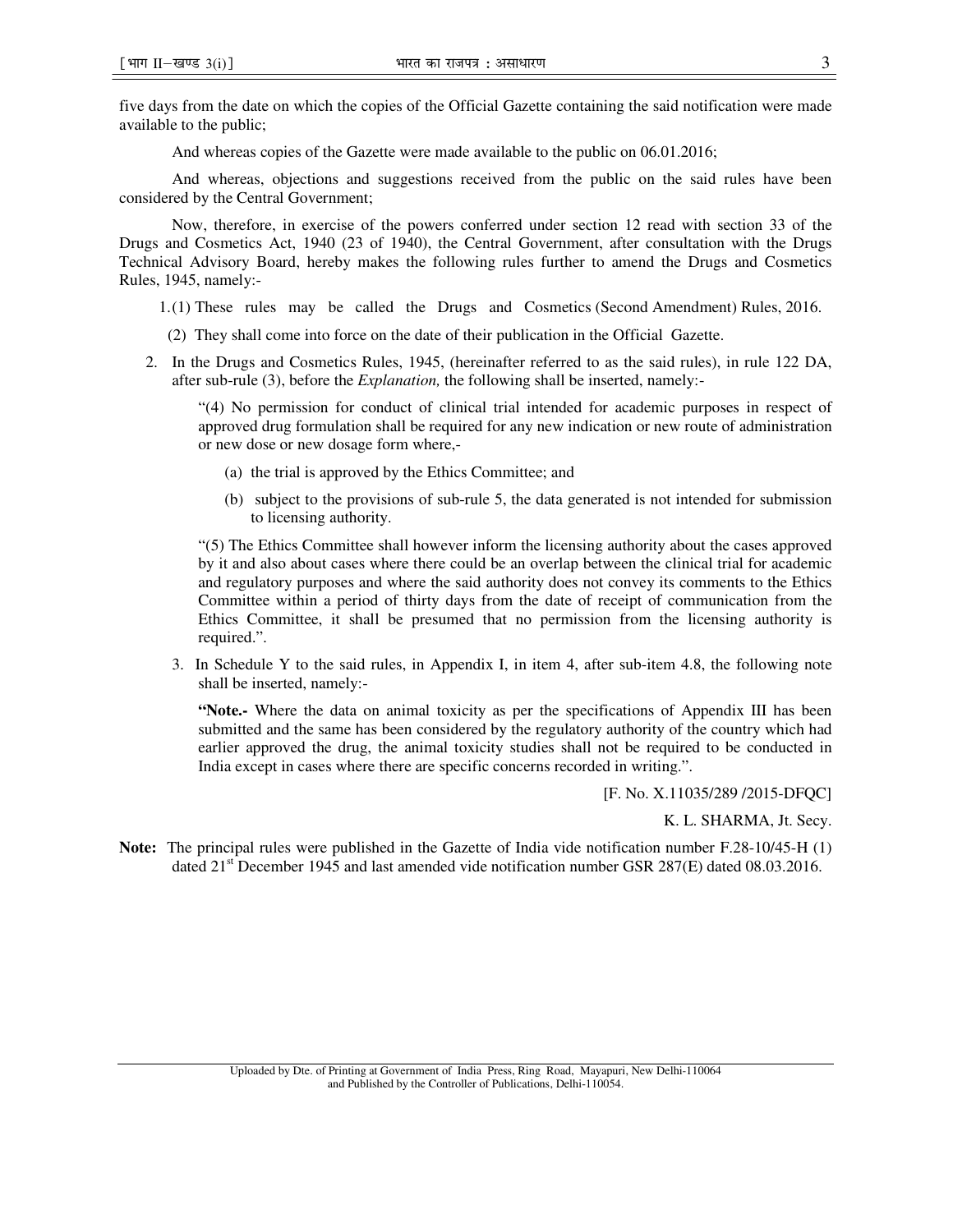five days from the date on which the copies of the Official Gazette containing the said notification were made available to the public;

And whereas copies of the Gazette were made available to the public on 06.01.2016;

And whereas, objections and suggestions received from the public on the said rules have been considered by the Central Government;

Now, therefore, in exercise of the powers conferred under section 12 read with section 33 of the Drugs and Cosmetics Act, 1940 (23 of 1940), the Central Government, after consultation with the Drugs Technical Advisory Board, hereby makes the following rules further to amend the Drugs and Cosmetics Rules, 1945, namely:-

1. (1) These rules may be called the Drugs and Cosmetics (Second Amendment) Rules, 2016.

   (2) They shall come into force on the date of their publication in the Official Gazette.

2. In the Drugs and Cosmetics Rules, 1945, (hereinafter referred to as the said rules), in rule 122 DA, after sub-rule (3), before the *Explanation,* the following shall be inserted, namely:-

   "(4) No permission for conduct of clinical trial intended for academic purposes in respect of approved drug formulation shall be required for any new indication or new route of administration or new dose or new dosage form where,-

   (a) the trial is approved by the Ethics Committee; and

   (b) subject to the provisions of sub-rule 5, the data generated is not intended for submission to licensing authority.

   "(5) The Ethics Committee shall however inform the licensing authority about the cases approved by it and also about cases where there could be an overlap between the clinical trial for academic and regulatory purposes and where the said authority does not convey its comments to the Ethics Committee within a period of thirty days from the date of receipt of communication from the Ethics Committee, it shall be presumed that no permission from the licensing authority is required.".

3. In Schedule Y to the said rules, in Appendix I, in item 4, after sub-item 4.8, the following note shall be inserted, namely:-

   **"Note.-** Where the data on animal toxicity as per the specifications of Appendix III has been submitted and the same has been considered by the regulatory authority of the country which had earlier approved the drug, the animal toxicity studies shall not be required to be conducted in India except in cases where there are specific concerns recorded in writing.".

[F. No. X.11035/289 /2015-DFQC]

K. L. SHARMA, Jt. Secy.

**Note:** The principal rules were published in the Gazette of India vide notification number F.28-10/45-H (1) dated 21st December 1945 and last amended vide notification number GSR 287(E) dated 08.03.2016.

Uploaded by Dte. of Printing at Government of India Press, Ring Road, Mayapuri, New Delhi-110064
and Published by the Controller of Publications, Delhi-110054.